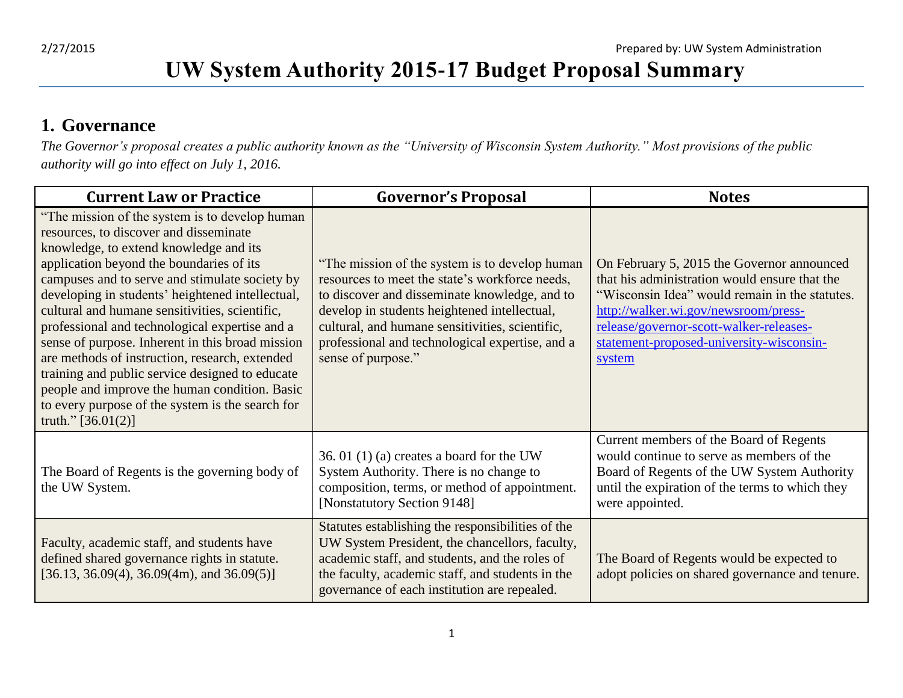# UW System Authority 2015-17 Budget Proposal Summary

## 1. Governance

*The Governor's proposal creates a public authority known as the "University of Wisconsin System Authority." Most provisions of the public authority will go into effect on July 1, 2016.*

| Current Law or Practice | Governor's Proposal | Notes |
|---|---|---|
| "The mission of the system is to develop human resources, to discover and disseminate knowledge, to extend knowledge and its application beyond the boundaries of its campuses and to serve and stimulate society by developing in students' heightened intellectual, cultural and humane sensitivities, scientific, professional and technological expertise and a sense of purpose. Inherent in this broad mission are methods of instruction, research, extended training and public service designed to educate people and improve the human condition. Basic to every purpose of the system is the search for truth." [36.01(2)] | "The mission of the system is to develop human resources to meet the state's workforce needs, to discover and disseminate knowledge, and to develop in students heightened intellectual, cultural, and humane sensitivities, scientific, professional and technological expertise, and a sense of purpose." | On February 5, 2015 the Governor announced that his administration would ensure that the "Wisconsin Idea" would remain in the statutes. http://walker.wi.gov/newsroom/press-release/governor-scott-walker-releases-statement-proposed-university-wisconsin-system |
| The Board of Regents is the governing body of the UW System. | 36. 01 (1) (a) creates a board for the UW System Authority. There is no change to composition, terms, or method of appointment. [Nonstatutory Section 9148] | Current members of the Board of Regents would continue to serve as members of the Board of Regents of the UW System Authority until the expiration of the terms to which they were appointed. |
| Faculty, academic staff, and students have defined shared governance rights in statute. [36.13, 36.09(4), 36.09(4m), and 36.09(5)] | Statutes establishing the responsibilities of the UW System President, the chancellors, faculty, academic staff, and students, and the roles of the faculty, academic staff, and students in the governance of each institution are repealed. | The Board of Regents would be expected to adopt policies on shared governance and tenure. |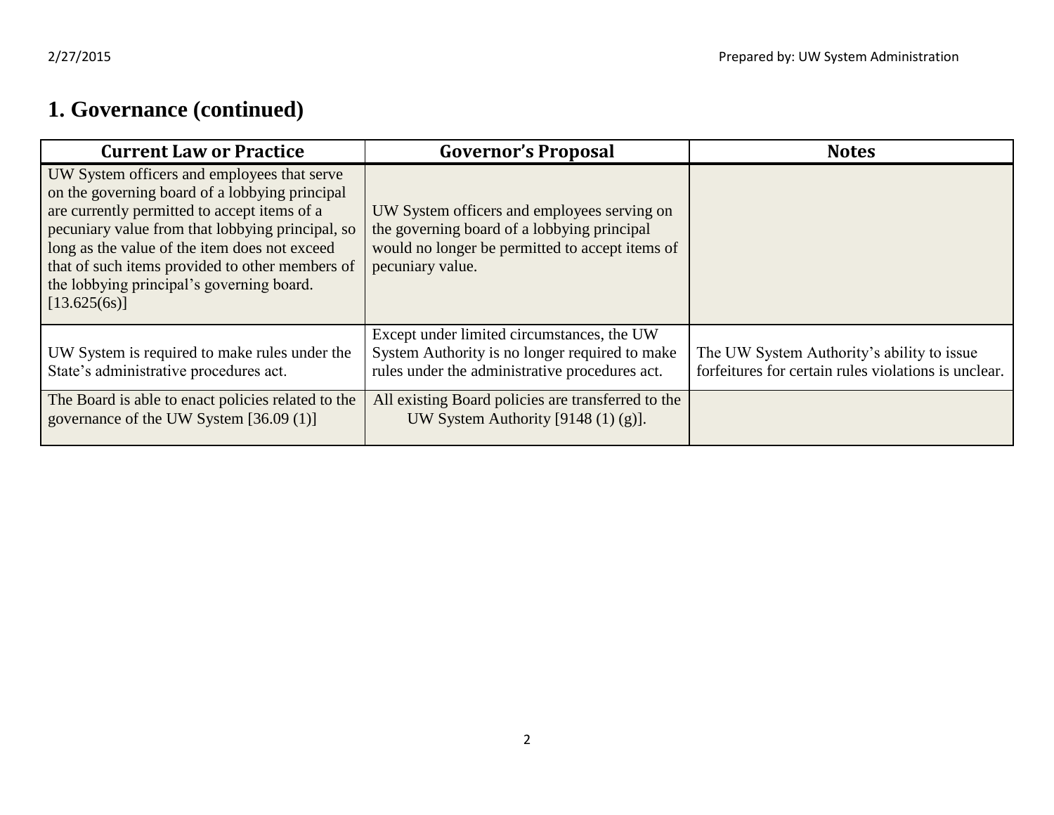# 1. Governance (continued)

| Current Law or Practice | Governor's Proposal | Notes |
| --- | --- | --- |
| UW System officers and employees that serve on the governing board of a lobbying principal are currently permitted to accept items of a pecuniary value from that lobbying principal, so long as the value of the item does not exceed that of such items provided to other members of the lobbying principal's governing board. [13.625(6s)] | UW System officers and employees serving on the governing board of a lobbying principal would no longer be permitted to accept items of pecuniary value. | |
| UW System is required to make rules under the State's administrative procedures act. | Except under limited circumstances, the UW System Authority is no longer required to make rules under the administrative procedures act. | The UW System Authority's ability to issue forfeitures for certain rules violations is unclear. |
| The Board is able to enact policies related to the governance of the UW System [36.09 (1)] | All existing Board policies are transferred to the UW System Authority [9148 (1) (g)]. | |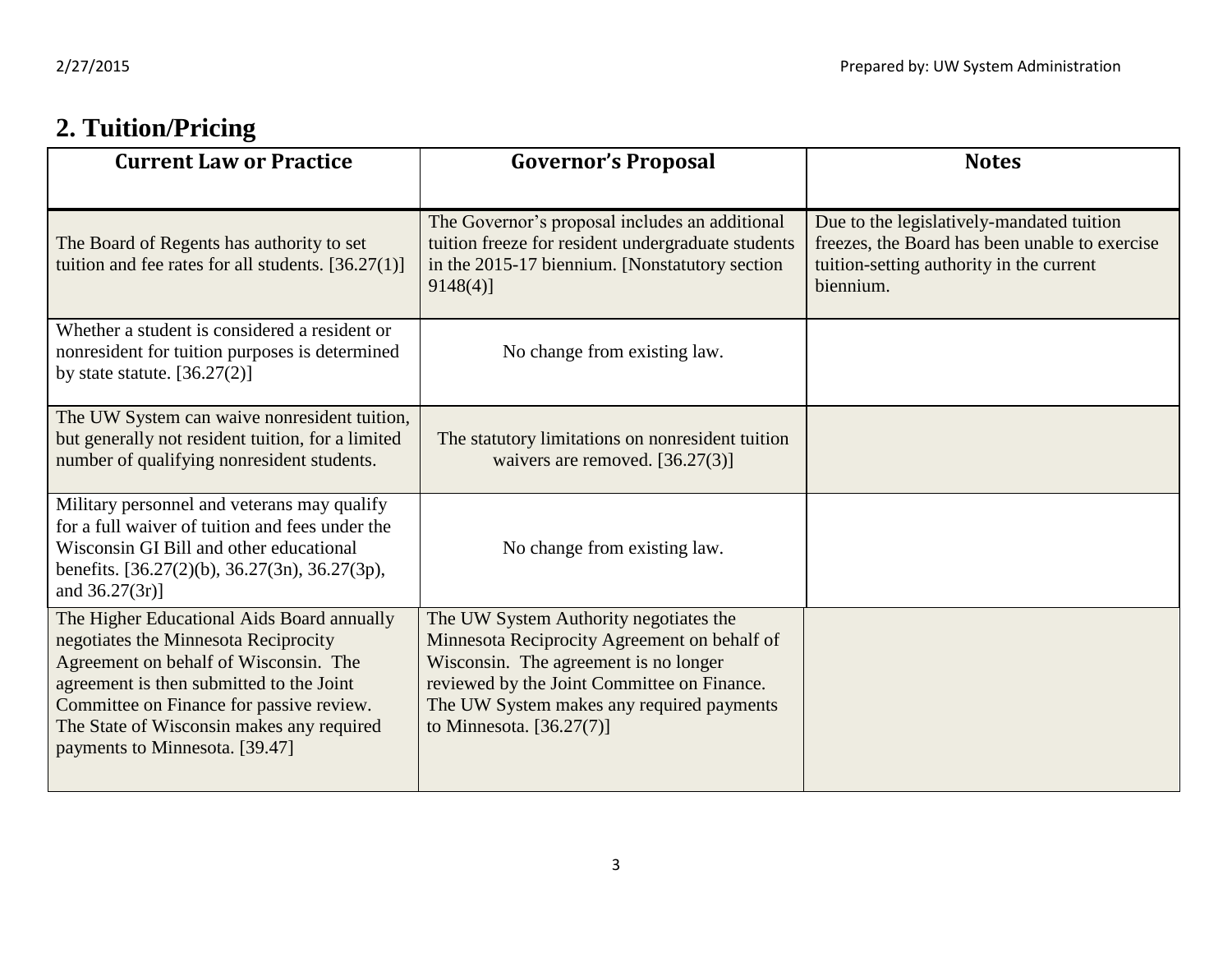## 2. Tuition/Pricing

| Current Law or Practice | Governor's Proposal | Notes |
|---|---|---|
| The Board of Regents has authority to set tuition and fee rates for all students. [36.27(1)] | The Governor's proposal includes an additional tuition freeze for resident undergraduate students in the 2015-17 biennium. [Nonstatutory section 9148(4)] | Due to the legislatively-mandated tuition freezes, the Board has been unable to exercise tuition-setting authority in the current biennium. |
| Whether a student is considered a resident or nonresident for tuition purposes is determined by state statute. [36.27(2)] | No change from existing law. | |
| The UW System can waive nonresident tuition, but generally not resident tuition, for a limited number of qualifying nonresident students. | The statutory limitations on nonresident tuition waivers are removed. [36.27(3)] | |
| Military personnel and veterans may qualify for a full waiver of tuition and fees under the Wisconsin GI Bill and other educational benefits. [36.27(2)(b), 36.27(3n), 36.27(3p), and 36.27(3r)] | No change from existing law. | |
| The Higher Educational Aids Board annually negotiates the Minnesota Reciprocity Agreement on behalf of Wisconsin. The agreement is then submitted to the Joint Committee on Finance for passive review. The State of Wisconsin makes any required payments to Minnesota. [39.47] | The UW System Authority negotiates the Minnesota Reciprocity Agreement on behalf of Wisconsin. The agreement is no longer reviewed by the Joint Committee on Finance. The UW System makes any required payments to Minnesota. [36.27(7)] | |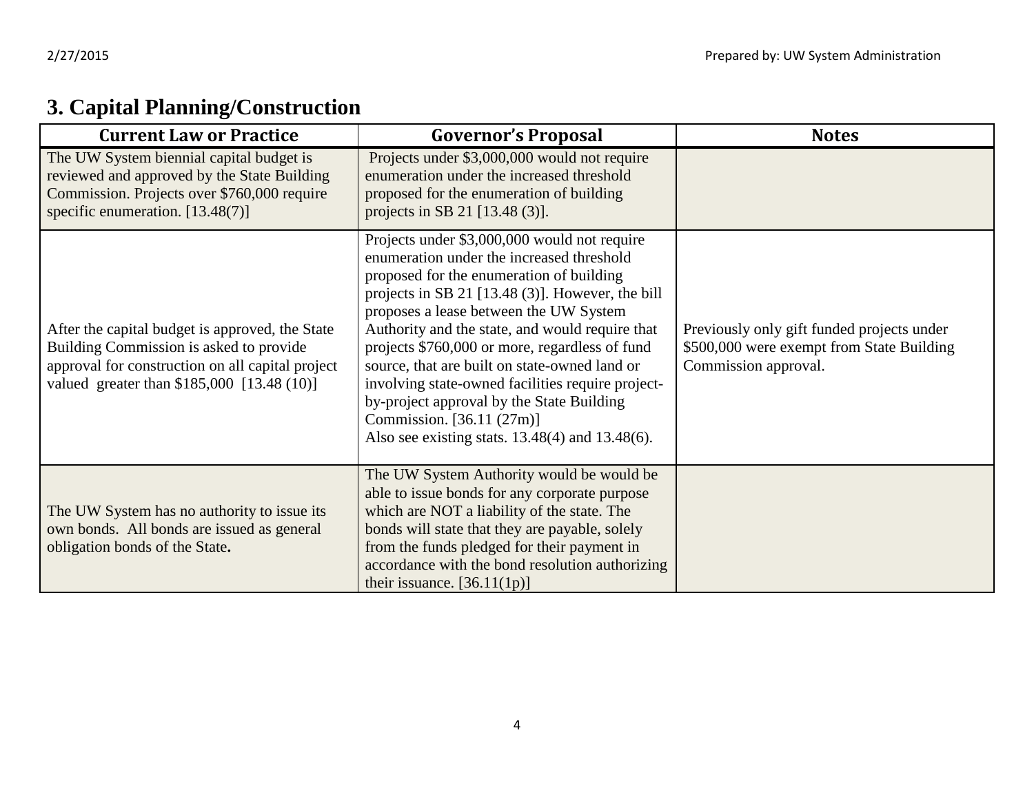# 3. Capital Planning/Construction

| Current Law or Practice | Governor's Proposal | Notes |
| --- | --- | --- |
| The UW System biennial capital budget is reviewed and approved by the State Building Commission. Projects over $760,000 require specific enumeration. [13.48(7)] | Projects under $3,000,000 would not require enumeration under the increased threshold proposed for the enumeration of building projects in SB 21 [13.48 (3)]. | |
| After the capital budget is approved, the State Building Commission is asked to provide approval for construction on all capital project valued greater than $185,000 [13.48 (10)] | Projects under $3,000,000 would not require enumeration under the increased threshold proposed for the enumeration of building projects in SB 21 [13.48 (3)]. However, the bill proposes a lease between the UW System Authority and the state, and would require that projects $760,000 or more, regardless of fund source, that are built on state-owned land or involving state-owned facilities require project-by-project approval by the State Building Commission. [36.11 (27m)]<br>Also see existing stats. 13.48(4) and 13.48(6). | Previously only gift funded projects under $500,000 were exempt from State Building Commission approval. |
| The UW System has no authority to issue its own bonds. All bonds are issued as general obligation bonds of the State**.** | The UW System Authority would be would be able to issue bonds for any corporate purpose which are NOT a liability of the state. The bonds will state that they are payable, solely from the funds pledged for their payment in accordance with the bond resolution authorizing their issuance. [36.11(1p)] | |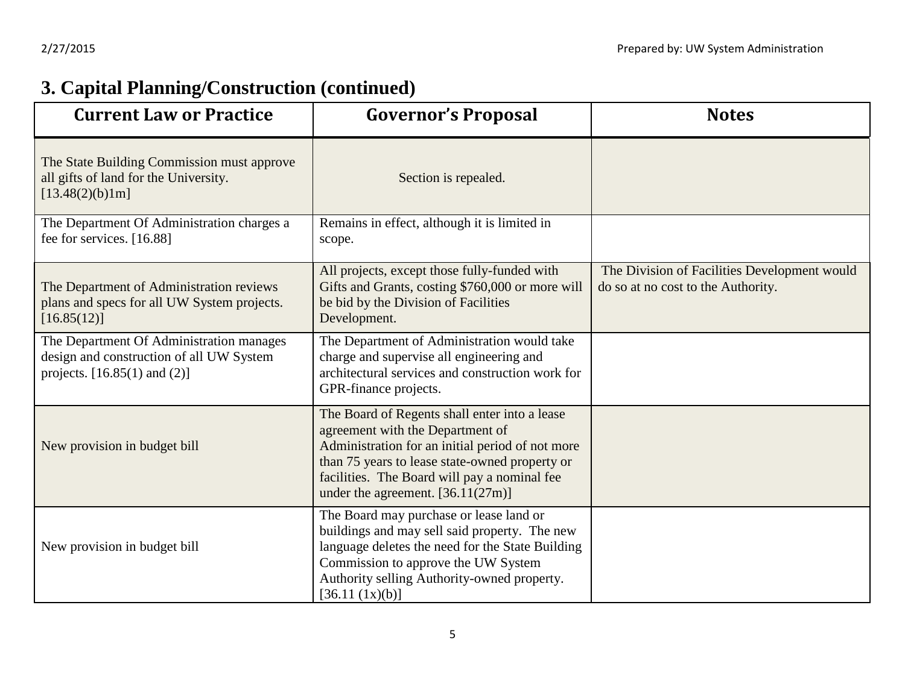## 3. Capital Planning/Construction (continued)

| Current Law or Practice | Governor's Proposal | Notes |
| --- | --- | --- |
| The State Building Commission must approve all gifts of land for the University. [13.48(2)(b)1m] | Section is repealed. | |
| The Department Of Administration charges a fee for services. [16.88] | Remains in effect, although it is limited in scope. | |
| The Department of Administration reviews plans and specs for all UW System projects. [16.85(12)] | All projects, except those fully-funded with Gifts and Grants, costing $760,000 or more will be bid by the Division of Facilities Development. | The Division of Facilities Development would do so at no cost to the Authority. |
| The Department Of Administration manages design and construction of all UW System projects. [16.85(1) and (2)] | The Department of Administration would take charge and supervise all engineering and architectural services and construction work for GPR-finance projects. | |
| New provision in budget bill | The Board of Regents shall enter into a lease agreement with the Department of Administration for an initial period of not more than 75 years to lease state-owned property or facilities. The Board will pay a nominal fee under the agreement. [36.11(27m)] | |
| New provision in budget bill | The Board may purchase or lease land or buildings and may sell said property. The new language deletes the need for the State Building Commission to approve the UW System Authority selling Authority-owned property. [36.11 (1x)(b)] | |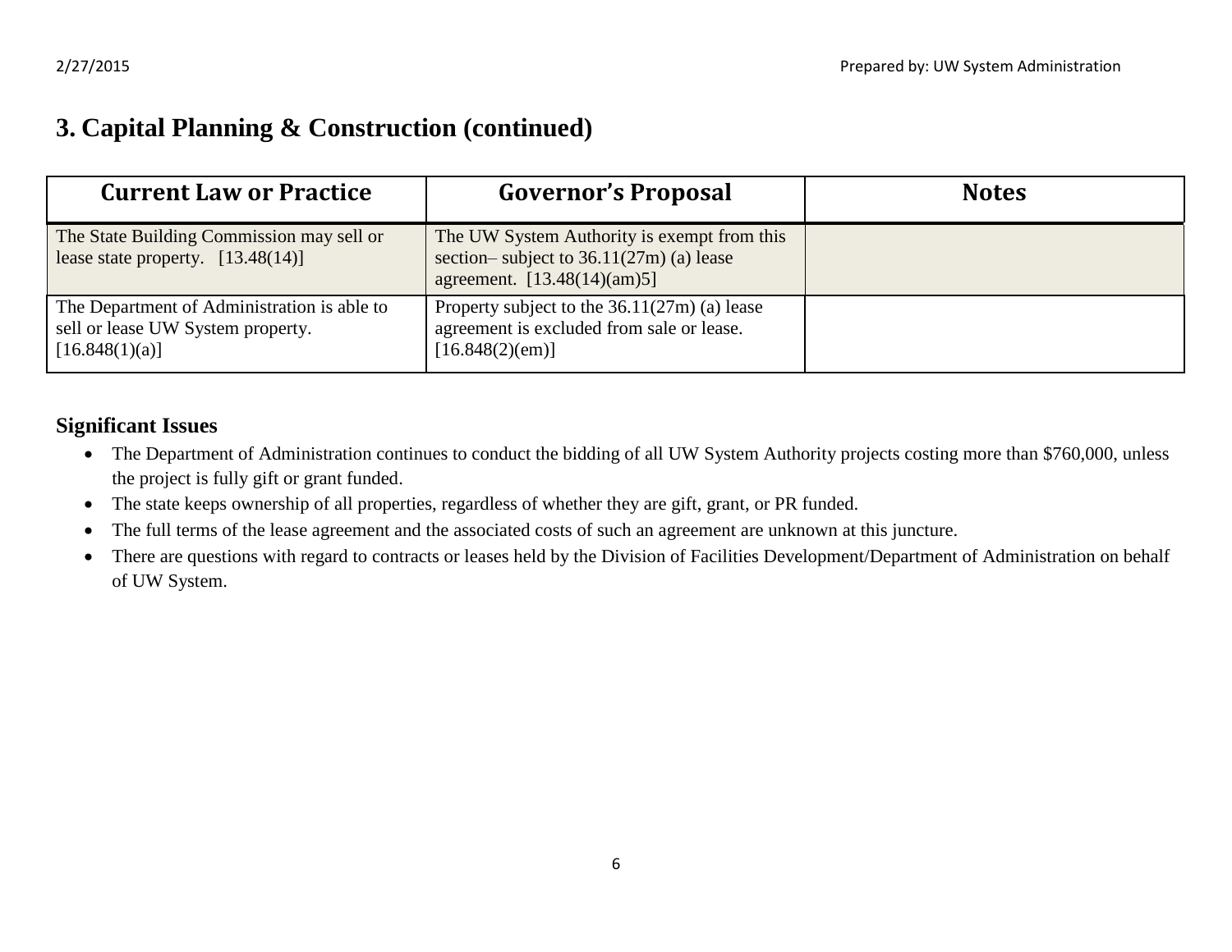# 3. Capital Planning & Construction (continued)

| Current Law or Practice | Governor's Proposal | Notes |
| --- | --- | --- |
| The State Building Commission may sell or lease state property. [13.48(14)] | The UW System Authority is exempt from this section– subject to 36.11(27m) (a) lease agreement. [13.48(14)(am)5] | |
| The Department of Administration is able to sell or lease UW System property. [16.848(1)(a)] | Property subject to the 36.11(27m) (a) lease agreement is excluded from sale or lease. [16.848(2)(em)] | |

### Significant Issues

- The Department of Administration continues to conduct the bidding of all UW System Authority projects costing more than $760,000, unless the project is fully gift or grant funded.
- The state keeps ownership of all properties, regardless of whether they are gift, grant, or PR funded.
- The full terms of the lease agreement and the associated costs of such an agreement are unknown at this juncture.
- There are questions with regard to contracts or leases held by the Division of Facilities Development/Department of Administration on behalf of UW System.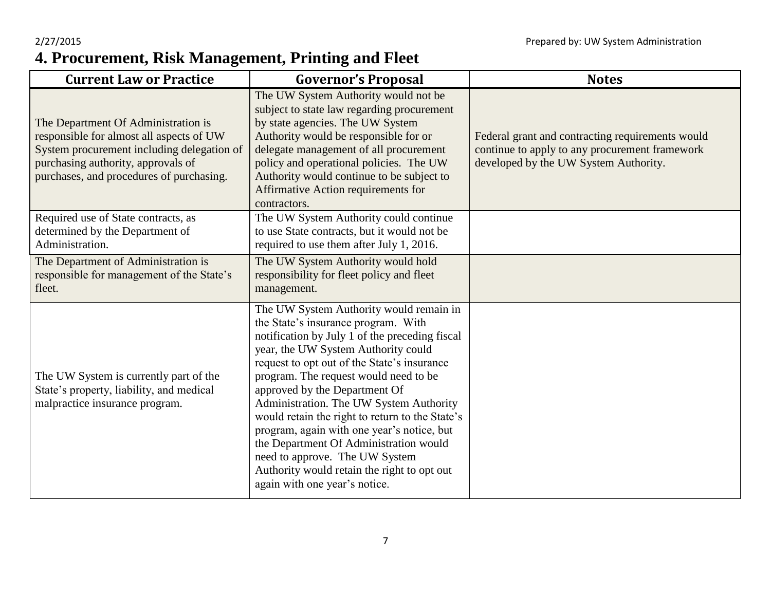# 4. Procurement, Risk Management, Printing and Fleet

| Current Law or Practice | Governor's Proposal | Notes |
|---|---|---|
| The Department Of Administration is responsible for almost all aspects of UW System procurement including delegation of purchasing authority, approvals of purchases, and procedures of purchasing. | The UW System Authority would not be subject to state law regarding procurement by state agencies. The UW System Authority would be responsible for or delegate management of all procurement policy and operational policies. The UW Authority would continue to be subject to Affirmative Action requirements for contractors. | Federal grant and contracting requirements would continue to apply to any procurement framework developed by the UW System Authority. |
| Required use of State contracts, as determined by the Department of Administration. | The UW System Authority could continue to use State contracts, but it would not be required to use them after July 1, 2016. | |
| The Department of Administration is responsible for management of the State's fleet. | The UW System Authority would hold responsibility for fleet policy and fleet management. | |
| The UW System is currently part of the State's property, liability, and medical malpractice insurance program. | The UW System Authority would remain in the State's insurance program. With notification by July 1 of the preceding fiscal year, the UW System Authority could request to opt out of the State's insurance program. The request would need to be approved by the Department Of Administration. The UW System Authority would retain the right to return to the State's program, again with one year's notice, but the Department Of Administration would need to approve. The UW System Authority would retain the right to opt out again with one year's notice. | |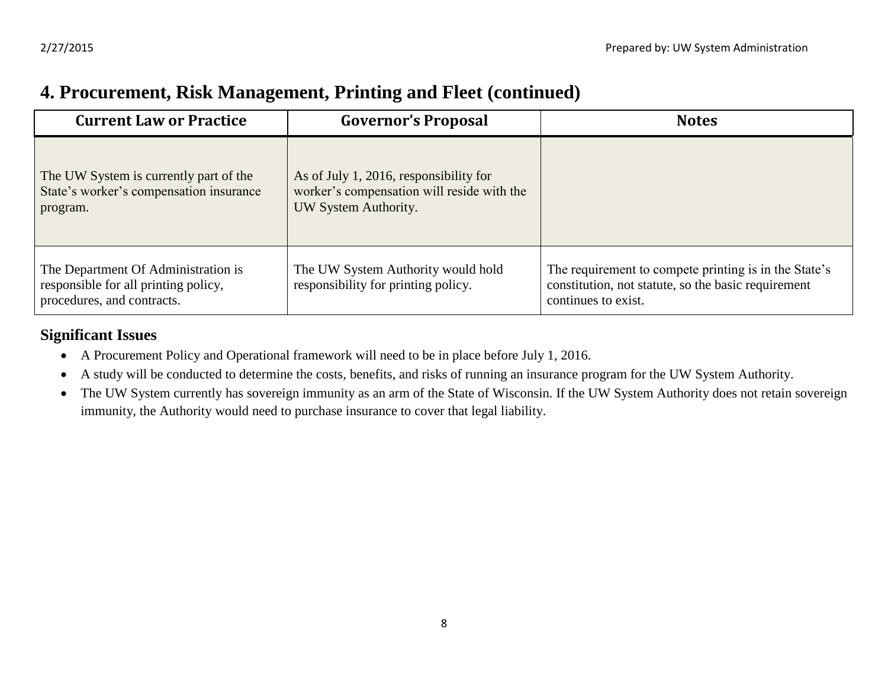## 4. Procurement, Risk Management, Printing and Fleet (continued)

| Current Law or Practice | Governor's Proposal | Notes |
|---|---|---|
| The UW System is currently part of the State's worker's compensation insurance program. | As of July 1, 2016, responsibility for worker's compensation will reside with the UW System Authority. | |
| The Department Of Administration is responsible for all printing policy, procedures, and contracts. | The UW System Authority would hold responsibility for printing policy. | The requirement to compete printing is in the State's constitution, not statute, so the basic requirement continues to exist. |

### Significant Issues

- A Procurement Policy and Operational framework will need to be in place before July 1, 2016.
- A study will be conducted to determine the costs, benefits, and risks of running an insurance program for the UW System Authority.
- The UW System currently has sovereign immunity as an arm of the State of Wisconsin. If the UW System Authority does not retain sovereign immunity, the Authority would need to purchase insurance to cover that legal liability.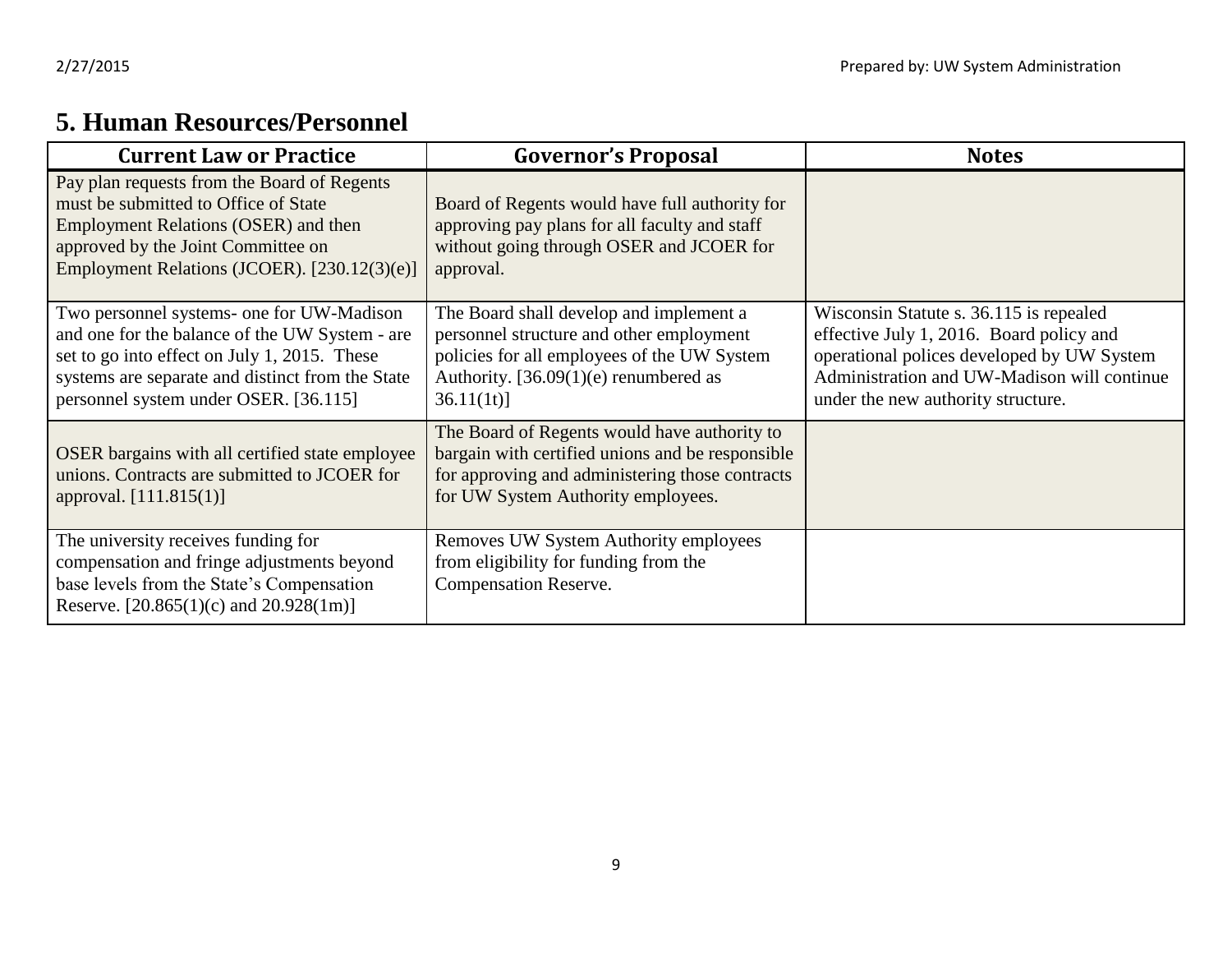## 5. Human Resources/Personnel

| Current Law or Practice | Governor's Proposal | Notes |
|---|---|---|
| Pay plan requests from the Board of Regents must be submitted to Office of State Employment Relations (OSER) and then approved by the Joint Committee on Employment Relations (JCOER). [230.12(3)(e)] | Board of Regents would have full authority for approving pay plans for all faculty and staff without going through OSER and JCOER for approval. | |
| Two personnel systems- one for UW-Madison and one for the balance of the UW System - are set to go into effect on July 1, 2015. These systems are separate and distinct from the State personnel system under OSER. [36.115] | The Board shall develop and implement a personnel structure and other employment policies for all employees of the UW System Authority. [36.09(1)(e) renumbered as 36.11(1t)] | Wisconsin Statute s. 36.115 is repealed effective July 1, 2016. Board policy and operational polices developed by UW System Administration and UW-Madison will continue under the new authority structure. |
| OSER bargains with all certified state employee unions. Contracts are submitted to JCOER for approval. [111.815(1)] | The Board of Regents would have authority to bargain with certified unions and be responsible for approving and administering those contracts for UW System Authority employees. | |
| The university receives funding for compensation and fringe adjustments beyond base levels from the State's Compensation Reserve. [20.865(1)(c) and 20.928(1m)] | Removes UW System Authority employees from eligibility for funding from the Compensation Reserve. | |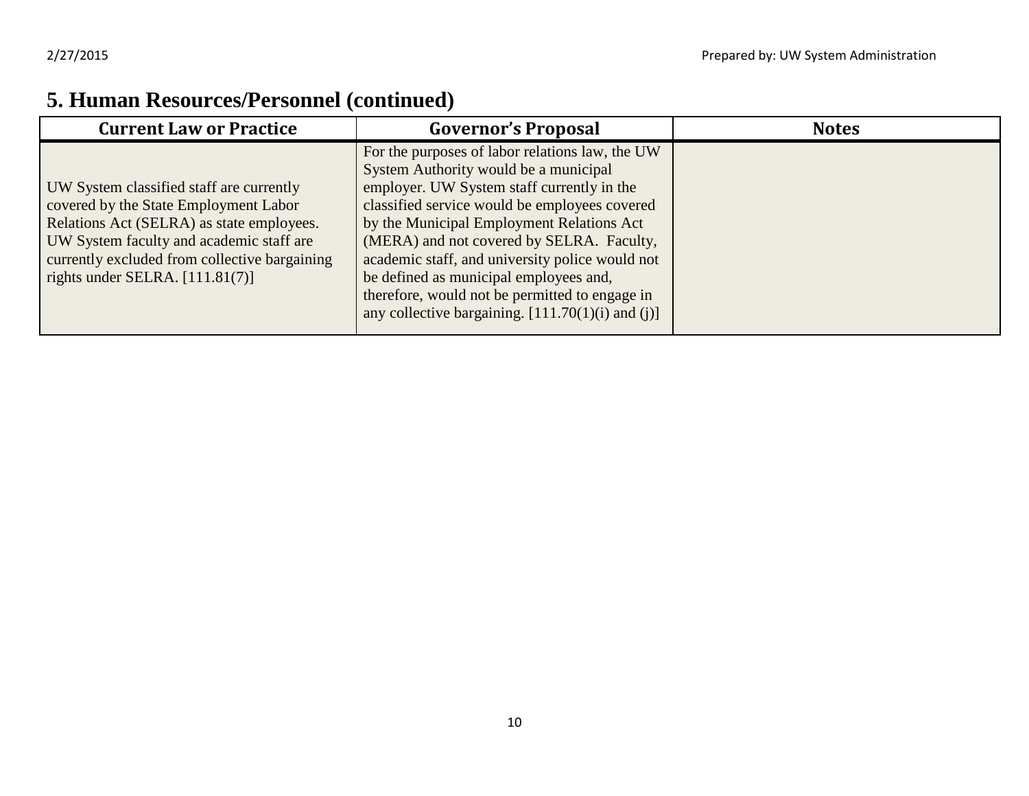# 5. Human Resources/Personnel (continued)

| Current Law or Practice | Governor's Proposal | Notes |
|---|---|---|
| UW System classified staff are currently covered by the State Employment Labor Relations Act (SELRA) as state employees. UW System faculty and academic staff are currently excluded from collective bargaining rights under SELRA. [111.81(7)] | For the purposes of labor relations law, the UW System Authority would be a municipal employer. UW System staff currently in the classified service would be employees covered by the Municipal Employment Relations Act (MERA) and not covered by SELRA. Faculty, academic staff, and university police would not be defined as municipal employees and, therefore, would not be permitted to engage in any collective bargaining. [111.70(1)(i) and (j)] | |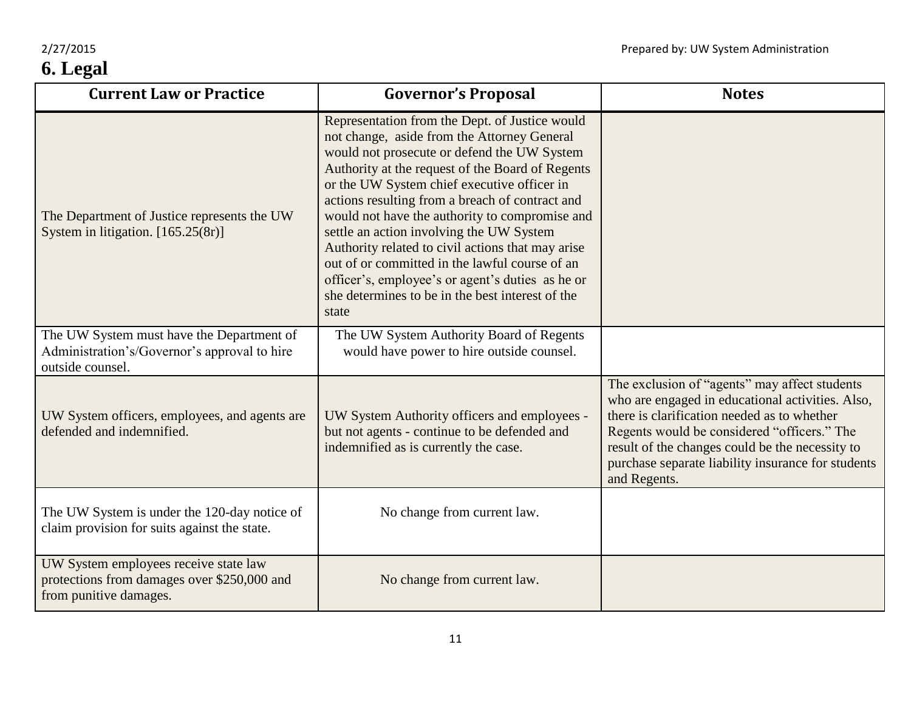# 6. Legal

| Current Law or Practice | Governor's Proposal | Notes |
|---|---|---|
| The Department of Justice represents the UW System in litigation. [165.25(8r)] | Representation from the Dept. of Justice would not change, aside from the Attorney General would not prosecute or defend the UW System Authority at the request of the Board of Regents or the UW System chief executive officer in actions resulting from a breach of contract and would not have the authority to compromise and settle an action involving the UW System Authority related to civil actions that may arise out of or committed in the lawful course of an officer's, employee's or agent's duties as he or she determines to be in the best interest of the state | |
| The UW System must have the Department of Administration's/Governor's approval to hire outside counsel. | The UW System Authority Board of Regents would have power to hire outside counsel. | |
| UW System officers, employees, and agents are defended and indemnified. | UW System Authority officers and employees - but not agents - continue to be defended and indemnified as is currently the case. | The exclusion of "agents" may affect students who are engaged in educational activities. Also, there is clarification needed as to whether Regents would be considered "officers." The result of the changes could be the necessity to purchase separate liability insurance for students and Regents. |
| The UW System is under the 120-day notice of claim provision for suits against the state. | No change from current law. | |
| UW System employees receive state law protections from damages over $250,000 and from punitive damages. | No change from current law. | |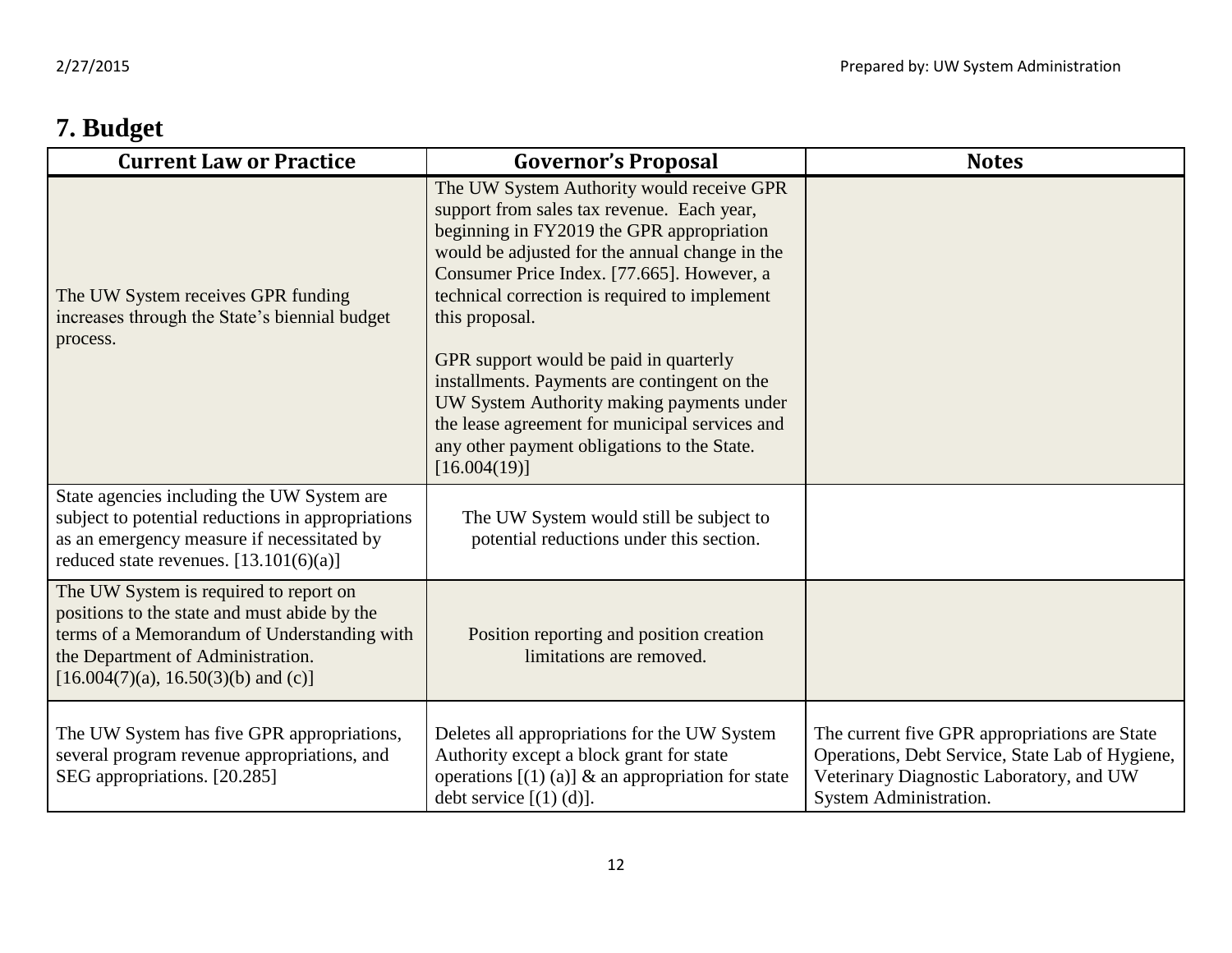## 7. Budget

| Current Law or Practice | Governor's Proposal | Notes |
|---|---|---|
| The UW System receives GPR funding increases through the State's biennial budget process. | The UW System Authority would receive GPR support from sales tax revenue. Each year, beginning in FY2019 the GPR appropriation would be adjusted for the annual change in the Consumer Price Index. [77.665]. However, a technical correction is required to implement this proposal.<br><br>GPR support would be paid in quarterly installments. Payments are contingent on the UW System Authority making payments under the lease agreement for municipal services and any other payment obligations to the State. [16.004(19)] | |
| State agencies including the UW System are subject to potential reductions in appropriations as an emergency measure if necessitated by reduced state revenues. [13.101(6)(a)] | The UW System would still be subject to potential reductions under this section. | |
| The UW System is required to report on positions to the state and must abide by the terms of a Memorandum of Understanding with the Department of Administration. [16.004(7)(a), 16.50(3)(b) and (c)] | Position reporting and position creation limitations are removed. | |
| The UW System has five GPR appropriations, several program revenue appropriations, and SEG appropriations. [20.285] | Deletes all appropriations for the UW System Authority except a block grant for state operations [(1) (a)] & an appropriation for state debt service [(1) (d)]. | The current five GPR appropriations are State Operations, Debt Service, State Lab of Hygiene, Veterinary Diagnostic Laboratory, and UW System Administration. |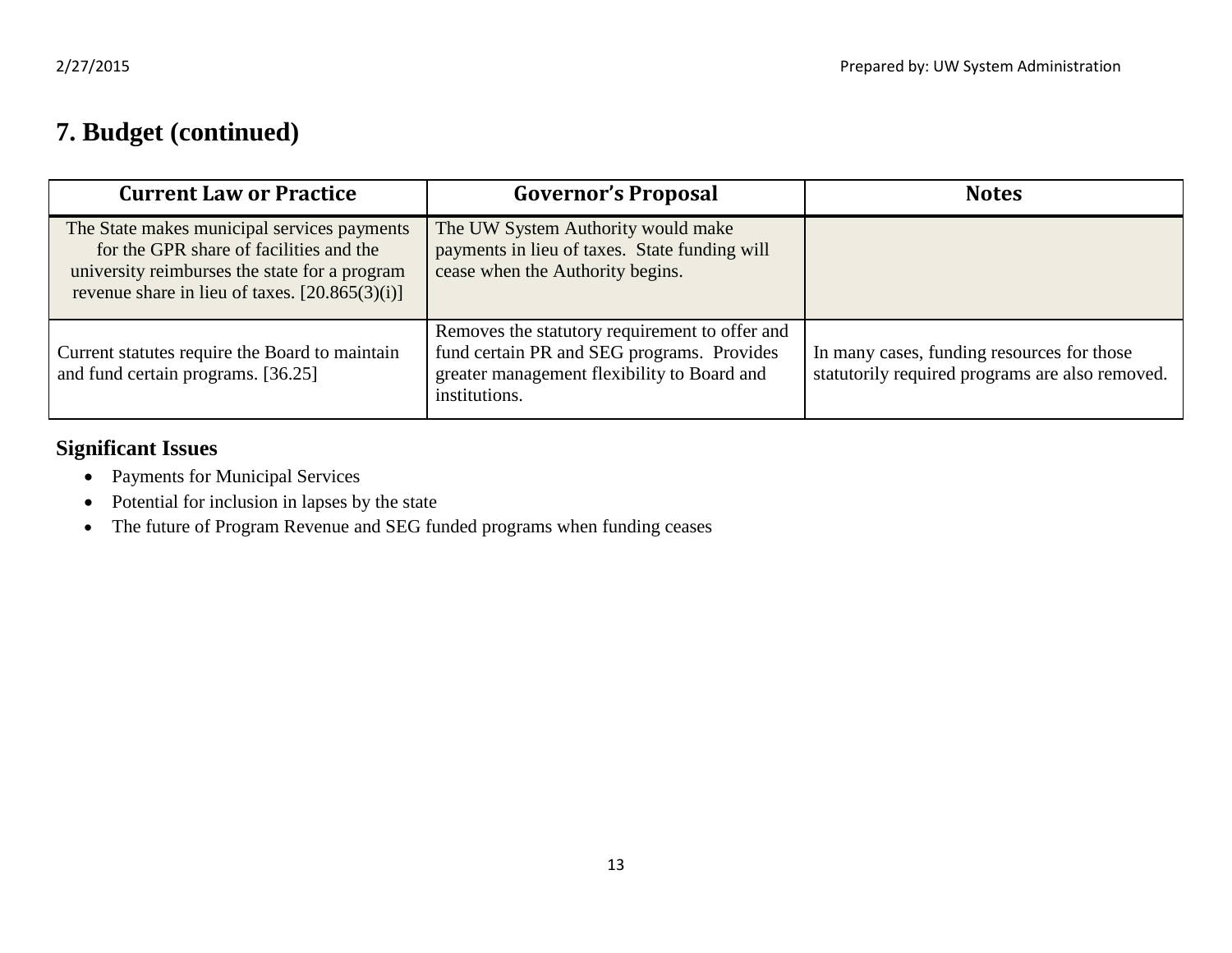# 7. Budget (continued)

| Current Law or Practice | Governor's Proposal | Notes |
|---|---|---|
| The State makes municipal services payments for the GPR share of facilities and the university reimburses the state for a program revenue share in lieu of taxes. [20.865(3)(i)] | The UW System Authority would make payments in lieu of taxes. State funding will cease when the Authority begins. | |
| Current statutes require the Board to maintain and fund certain programs. [36.25] | Removes the statutory requirement to offer and fund certain PR and SEG programs. Provides greater management flexibility to Board and institutions. | In many cases, funding resources for those statutorily required programs are also removed. |

## Significant Issues

- Payments for Municipal Services
- Potential for inclusion in lapses by the state
- The future of Program Revenue and SEG funded programs when funding ceases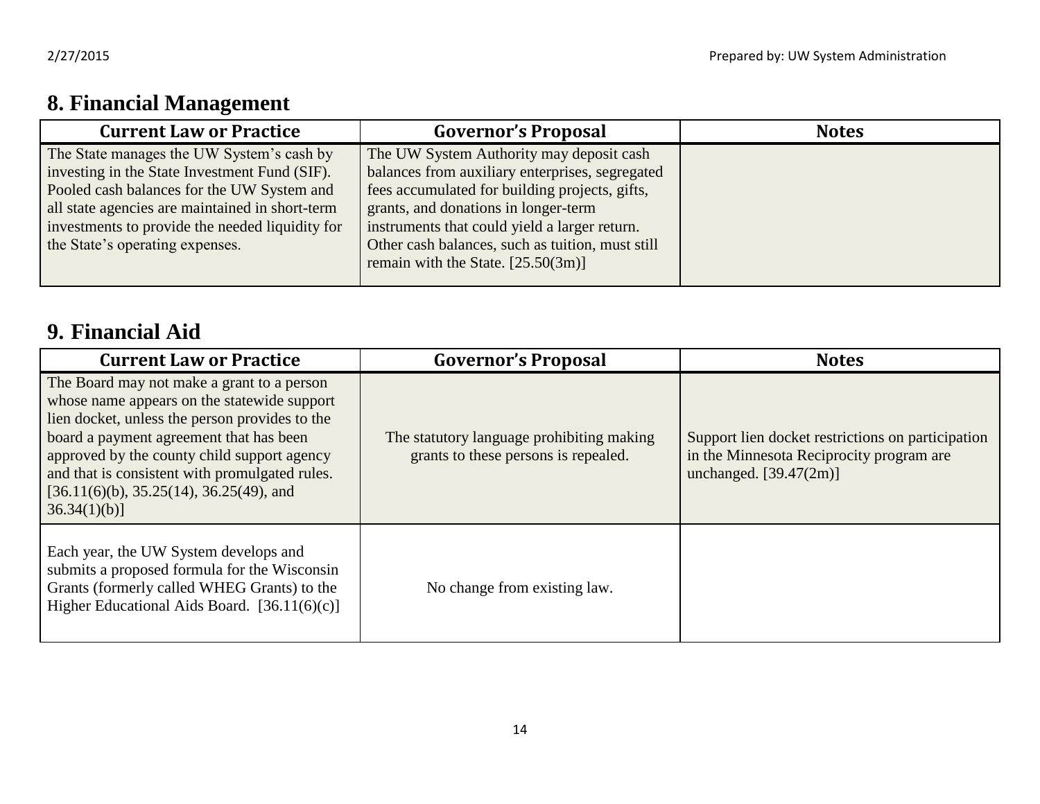## 8. Financial Management

| Current Law or Practice | Governor's Proposal | Notes |
|---|---|---|
| The State manages the UW System's cash by investing in the State Investment Fund (SIF). Pooled cash balances for the UW System and all state agencies are maintained in short-term investments to provide the needed liquidity for the State's operating expenses. | The UW System Authority may deposit cash balances from auxiliary enterprises, segregated fees accumulated for building projects, gifts, grants, and donations in longer-term instruments that could yield a larger return. Other cash balances, such as tuition, must still remain with the State. [25.50(3m)] | |

## 9. Financial Aid

| Current Law or Practice | Governor's Proposal | Notes |
|---|---|---|
| The Board may not make a grant to a person whose name appears on the statewide support lien docket, unless the person provides to the board a payment agreement that has been approved by the county child support agency and that is consistent with promulgated rules. [36.11(6)(b), 35.25(14), 36.25(49), and 36.34(1)(b)] | The statutory language prohibiting making grants to these persons is repealed. | Support lien docket restrictions on participation in the Minnesota Reciprocity program are unchanged. [39.47(2m)] |
| Each year, the UW System develops and submits a proposed formula for the Wisconsin Grants (formerly called WHEG Grants) to the Higher Educational Aids Board. [36.11(6)(c)] | No change from existing law. | |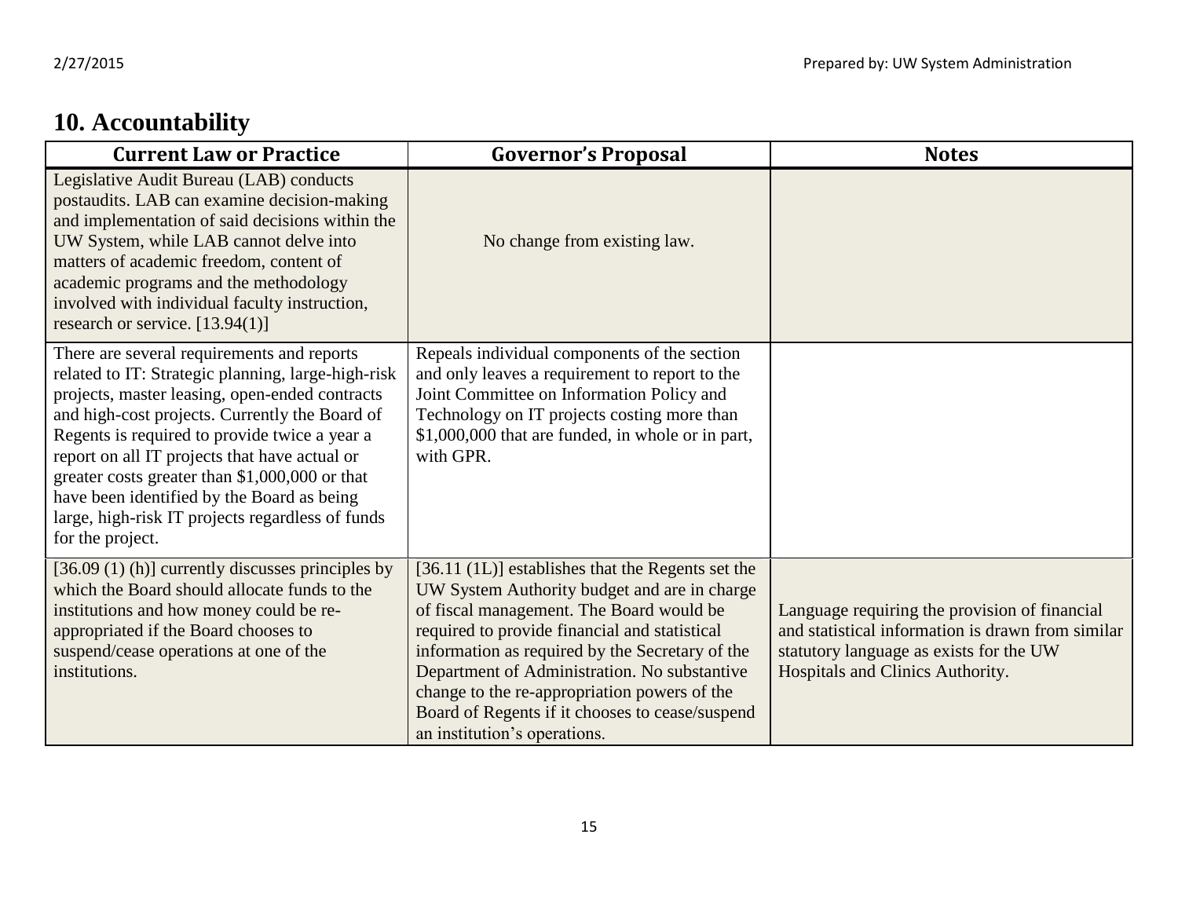## 10. Accountability

| Current Law or Practice | Governor's Proposal | Notes |
|---|---|---|
| Legislative Audit Bureau (LAB) conducts postaudits. LAB can examine decision-making and implementation of said decisions within the UW System, while LAB cannot delve into matters of academic freedom, content of academic programs and the methodology involved with individual faculty instruction, research or service. [13.94(1)] | No change from existing law. | |
| There are several requirements and reports related to IT: Strategic planning, large-high-risk projects, master leasing, open-ended contracts and high-cost projects. Currently the Board of Regents is required to provide twice a year a report on all IT projects that have actual or greater costs greater than $1,000,000 or that have been identified by the Board as being large, high-risk IT projects regardless of funds for the project. | Repeals individual components of the section and only leaves a requirement to report to the Joint Committee on Information Policy and Technology on IT projects costing more than $1,000,000 that are funded, in whole or in part, with GPR. | |
| [36.09 (1) (h)] currently discusses principles by which the Board should allocate funds to the institutions and how money could be re-appropriated if the Board chooses to suspend/cease operations at one of the institutions. | [36.11 (1L)] establishes that the Regents set the UW System Authority budget and are in charge of fiscal management. The Board would be required to provide financial and statistical information as required by the Secretary of the Department of Administration. No substantive change to the re-appropriation powers of the Board of Regents if it chooses to cease/suspend an institution's operations. | Language requiring the provision of financial and statistical information is drawn from similar statutory language as exists for the UW Hospitals and Clinics Authority. |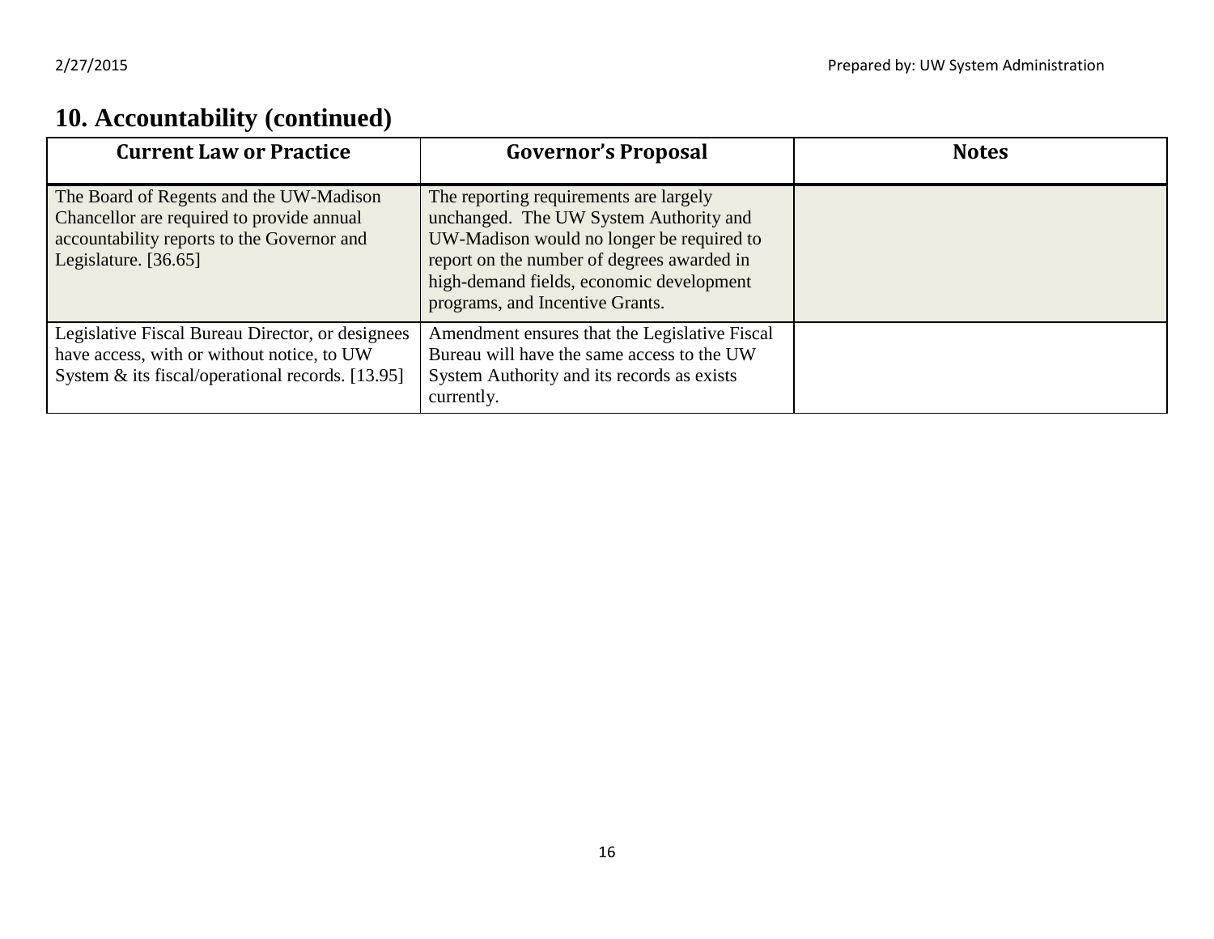## 10. Accountability (continued)

| Current Law or Practice | Governor's Proposal | Notes |
|---|---|---|
| The Board of Regents and the UW-Madison Chancellor are required to provide annual accountability reports to the Governor and Legislature. [36.65] | The reporting requirements are largely unchanged. The UW System Authority and UW-Madison would no longer be required to report on the number of degrees awarded in high-demand fields, economic development programs, and Incentive Grants. | |
| Legislative Fiscal Bureau Director, or designees have access, with or without notice, to UW System & its fiscal/operational records. [13.95] | Amendment ensures that the Legislative Fiscal Bureau will have the same access to the UW System Authority and its records as exists currently. | |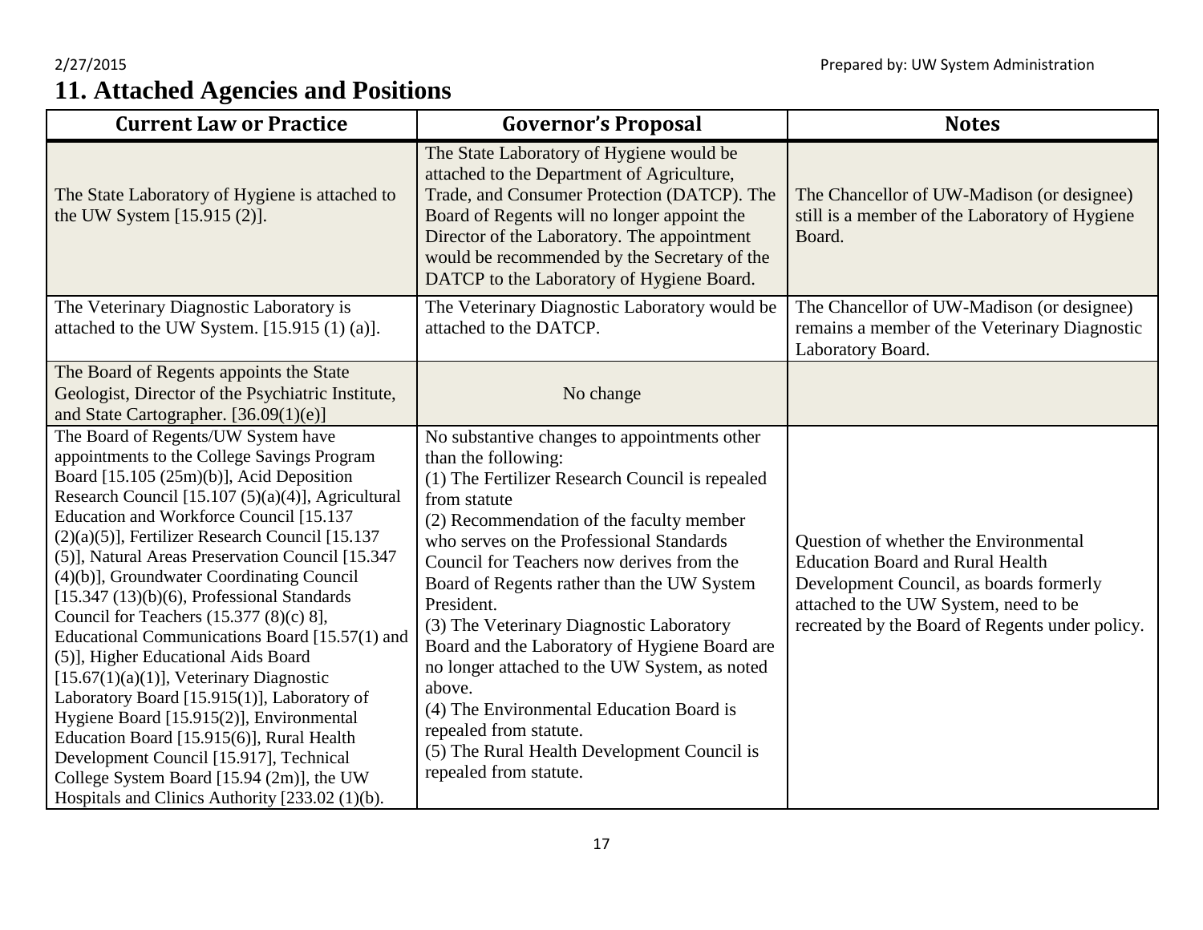# 11. Attached Agencies and Positions

| Current Law or Practice | Governor's Proposal | Notes |
|---|---|---|
| The State Laboratory of Hygiene is attached to the UW System [15.915 (2)]. | The State Laboratory of Hygiene would be attached to the Department of Agriculture, Trade, and Consumer Protection (DATCP). The Board of Regents will no longer appoint the Director of the Laboratory. The appointment would be recommended by the Secretary of the DATCP to the Laboratory of Hygiene Board. | The Chancellor of UW-Madison (or designee) still is a member of the Laboratory of Hygiene Board. |
| The Veterinary Diagnostic Laboratory is attached to the UW System. [15.915 (1) (a)]. | The Veterinary Diagnostic Laboratory would be attached to the DATCP. | The Chancellor of UW-Madison (or designee) remains a member of the Veterinary Diagnostic Laboratory Board. |
| The Board of Regents appoints the State Geologist, Director of the Psychiatric Institute, and State Cartographer. [36.09(1)(e)] | No change | |
| The Board of Regents/UW System have appointments to the College Savings Program Board [15.105 (25m)(b)], Acid Deposition Research Council [15.107 (5)(a)(4)], Agricultural Education and Workforce Council [15.137 (2)(a)(5)], Fertilizer Research Council [15.137 (5)], Natural Areas Preservation Council [15.347 (4)(b)], Groundwater Coordinating Council [15.347 (13)(b)(6), Professional Standards Council for Teachers (15.377 (8)(c) 8], Educational Communications Board [15.57(1) and (5)], Higher Educational Aids Board [15.67(1)(a)(1)], Veterinary Diagnostic Laboratory Board [15.915(1)], Laboratory of Hygiene Board [15.915(2)], Environmental Education Board [15.915(6)], Rural Health Development Council [15.917], Technical College System Board [15.94 (2m)], the UW Hospitals and Clinics Authority [233.02 (1)(b). | No substantive changes to appointments other than the following:<br>(1) The Fertilizer Research Council is repealed from statute<br>(2) Recommendation of the faculty member who serves on the Professional Standards Council for Teachers now derives from the Board of Regents rather than the UW System President.<br>(3) The Veterinary Diagnostic Laboratory Board and the Laboratory of Hygiene Board are no longer attached to the UW System, as noted above.<br>(4) The Environmental Education Board is repealed from statute.<br>(5) The Rural Health Development Council is repealed from statute. | Question of whether the Environmental Education Board and Rural Health Development Council, as boards formerly attached to the UW System, need to be recreated by the Board of Regents under policy. |